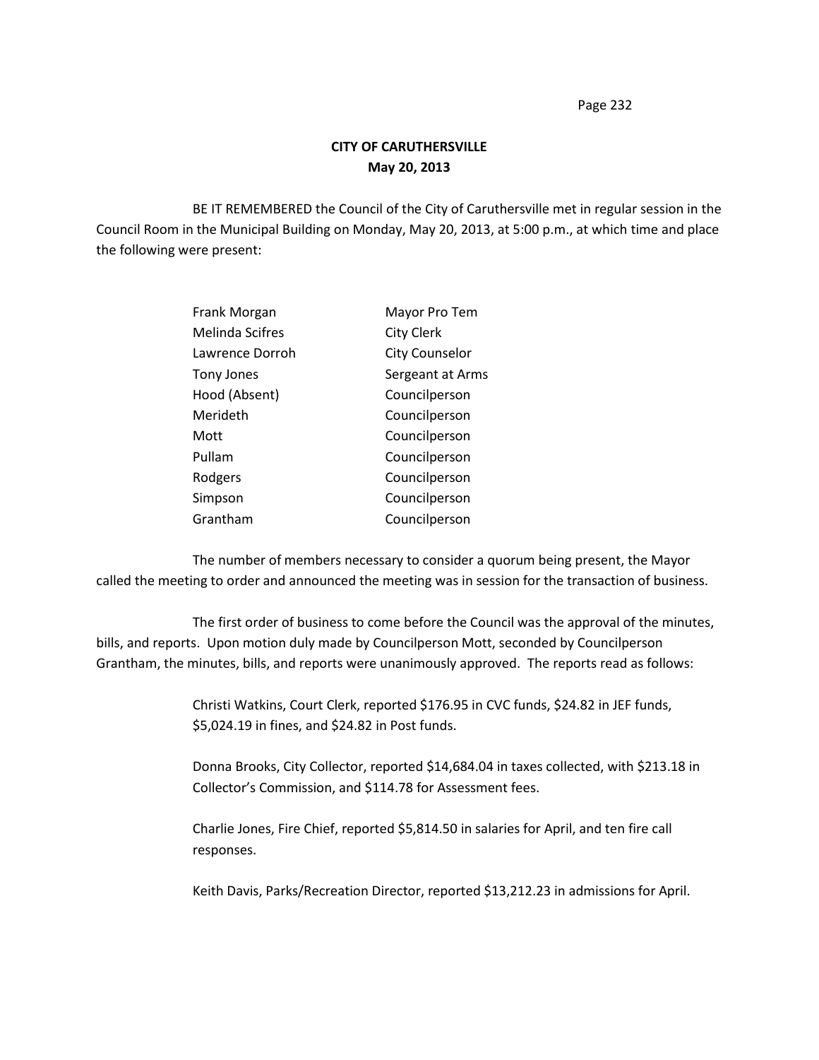# CITY OF CARUTHERSVILLE
## May 20, 2013

BE IT REMEMBERED the Council of the City of Caruthersville met in regular session in the Council Room in the Municipal Building on Monday, May 20, 2013, at 5:00 p.m., at which time and place the following were present:

| | |
|---|---|
| Frank Morgan | Mayor Pro Tem |
| Melinda Scifres | City Clerk |
| Lawrence Dorroh | City Counselor |
| Tony Jones | Sergeant at Arms |
| Hood (Absent) | Councilperson |
| Merideth | Councilperson |
| Mott | Councilperson |
| Pullam | Councilperson |
| Rodgers | Councilperson |
| Simpson | Councilperson |
| Grantham | Councilperson |

The number of members necessary to consider a quorum being present, the Mayor called the meeting to order and announced the meeting was in session for the transaction of business.

The first order of business to come before the Council was the approval of the minutes, bills, and reports. Upon motion duly made by Councilperson Mott, seconded by Councilperson Grantham, the minutes, bills, and reports were unanimously approved. The reports read as follows:

> Christi Watkins, Court Clerk, reported $176.95 in CVC funds, $24.82 in JEF funds, $5,024.19 in fines, and $24.82 in Post funds.
>
> Donna Brooks, City Collector, reported $14,684.04 in taxes collected, with $213.18 in Collector's Commission, and $114.78 for Assessment fees.
>
> Charlie Jones, Fire Chief, reported $5,814.50 in salaries for April, and ten fire call responses.
>
> Keith Davis, Parks/Recreation Director, reported $13,212.23 in admissions for April.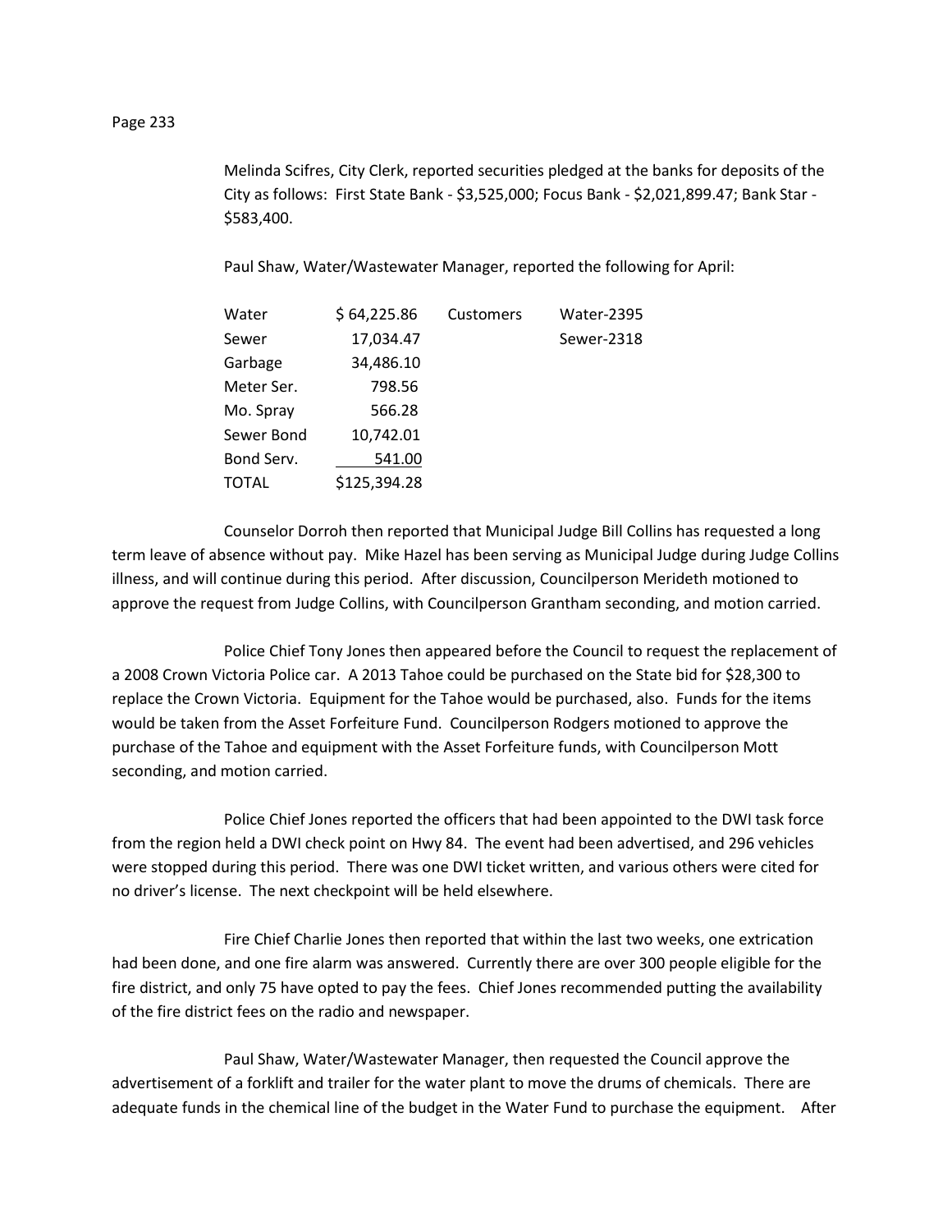Melinda Scifres, City Clerk, reported securities pledged at the banks for deposits of the City as follows: First State Bank - $3,525,000; Focus Bank - $2,021,899.47; Bank Star - $583,400.

Paul Shaw, Water/Wastewater Manager, reported the following for April:

| | | | |
|---|---|---|---|
| Water | $ 64,225.86 | Customers | Water-2395 |
| Sewer | 17,034.47 | | Sewer-2318 |
| Garbage | 34,486.10 | | |
| Meter Ser. | 798.56 | | |
| Mo. Spray | 566.28 | | |
| Sewer Bond | 10,742.01 | | |
| Bond Serv. | 541.00 | | |
| TOTAL | $125,394.28 | | |

Counselor Dorroh then reported that Municipal Judge Bill Collins has requested a long term leave of absence without pay. Mike Hazel has been serving as Municipal Judge during Judge Collins illness, and will continue during this period. After discussion, Councilperson Merideth motioned to approve the request from Judge Collins, with Councilperson Grantham seconding, and motion carried.

Police Chief Tony Jones then appeared before the Council to request the replacement of a 2008 Crown Victoria Police car. A 2013 Tahoe could be purchased on the State bid for $28,300 to replace the Crown Victoria. Equipment for the Tahoe would be purchased, also. Funds for the items would be taken from the Asset Forfeiture Fund. Councilperson Rodgers motioned to approve the purchase of the Tahoe and equipment with the Asset Forfeiture funds, with Councilperson Mott seconding, and motion carried.

Police Chief Jones reported the officers that had been appointed to the DWI task force from the region held a DWI check point on Hwy 84. The event had been advertised, and 296 vehicles were stopped during this period. There was one DWI ticket written, and various others were cited for no driver's license. The next checkpoint will be held elsewhere.

Fire Chief Charlie Jones then reported that within the last two weeks, one extrication had been done, and one fire alarm was answered. Currently there are over 300 people eligible for the fire district, and only 75 have opted to pay the fees. Chief Jones recommended putting the availability of the fire district fees on the radio and newspaper.

Paul Shaw, Water/Wastewater Manager, then requested the Council approve the advertisement of a forklift and trailer for the water plant to move the drums of chemicals. There are adequate funds in the chemical line of the budget in the Water Fund to purchase the equipment. After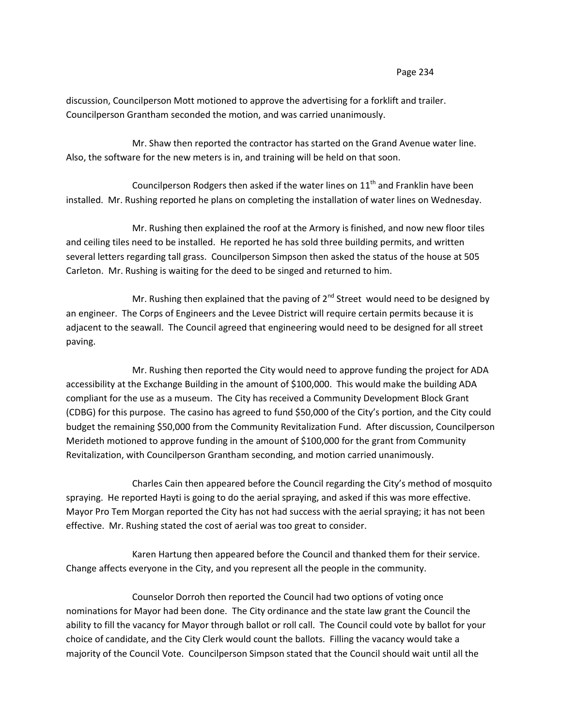discussion, Councilperson Mott motioned to approve the advertising for a forklift and trailer. Councilperson Grantham seconded the motion, and was carried unanimously.

Mr. Shaw then reported the contractor has started on the Grand Avenue water line. Also, the software for the new meters is in, and training will be held on that soon.

Councilperson Rodgers then asked if the water lines on 11th and Franklin have been installed. Mr. Rushing reported he plans on completing the installation of water lines on Wednesday.

Mr. Rushing then explained the roof at the Armory is finished, and now new floor tiles and ceiling tiles need to be installed. He reported he has sold three building permits, and written several letters regarding tall grass. Councilperson Simpson then asked the status of the house at 505 Carleton. Mr. Rushing is waiting for the deed to be singed and returned to him.

Mr. Rushing then explained that the paving of 2nd Street would need to be designed by an engineer. The Corps of Engineers and the Levee District will require certain permits because it is adjacent to the seawall. The Council agreed that engineering would need to be designed for all street paving.

Mr. Rushing then reported the City would need to approve funding the project for ADA accessibility at the Exchange Building in the amount of $100,000. This would make the building ADA compliant for the use as a museum. The City has received a Community Development Block Grant (CDBG) for this purpose. The casino has agreed to fund $50,000 of the City's portion, and the City could budget the remaining $50,000 from the Community Revitalization Fund. After discussion, Councilperson Merideth motioned to approve funding in the amount of $100,000 for the grant from Community Revitalization, with Councilperson Grantham seconding, and motion carried unanimously.

Charles Cain then appeared before the Council regarding the City's method of mosquito spraying. He reported Hayti is going to do the aerial spraying, and asked if this was more effective. Mayor Pro Tem Morgan reported the City has not had success with the aerial spraying; it has not been effective. Mr. Rushing stated the cost of aerial was too great to consider.

Karen Hartung then appeared before the Council and thanked them for their service. Change affects everyone in the City, and you represent all the people in the community.

Counselor Dorroh then reported the Council had two options of voting once nominations for Mayor had been done. The City ordinance and the state law grant the Council the ability to fill the vacancy for Mayor through ballot or roll call. The Council could vote by ballot for your choice of candidate, and the City Clerk would count the ballots. Filling the vacancy would take a majority of the Council Vote. Councilperson Simpson stated that the Council should wait until all the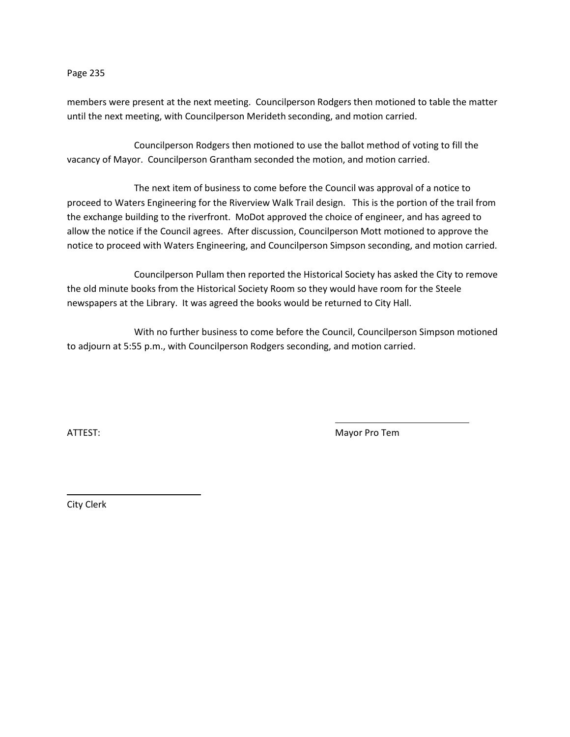members were present at the next meeting. Councilperson Rodgers then motioned to table the matter until the next meeting, with Councilperson Merideth seconding, and motion carried.

Councilperson Rodgers then motioned to use the ballot method of voting to fill the vacancy of Mayor. Councilperson Grantham seconded the motion, and motion carried.

The next item of business to come before the Council was approval of a notice to proceed to Waters Engineering for the Riverview Walk Trail design. This is the portion of the trail from the exchange building to the riverfront. MoDot approved the choice of engineer, and has agreed to allow the notice if the Council agrees. After discussion, Councilperson Mott motioned to approve the notice to proceed with Waters Engineering, and Councilperson Simpson seconding, and motion carried.

Councilperson Pullam then reported the Historical Society has asked the City to remove the old minute books from the Historical Society Room so they would have room for the Steele newspapers at the Library. It was agreed the books would be returned to City Hall.

With no further business to come before the Council, Councilperson Simpson motioned to adjourn at 5:55 p.m., with Councilperson Rodgers seconding, and motion carried.

ATTEST:

\_\_\_\_\_\_\_\_\_\_\_\_\_\_\_\_\_\_\_\_\_\_\_\_\_\_
Mayor Pro Tem

\_\_\_\_\_\_\_\_\_\_\_\_\_\_\_\_\_\_\_\_\_\_\_\_\_\_
City Clerk